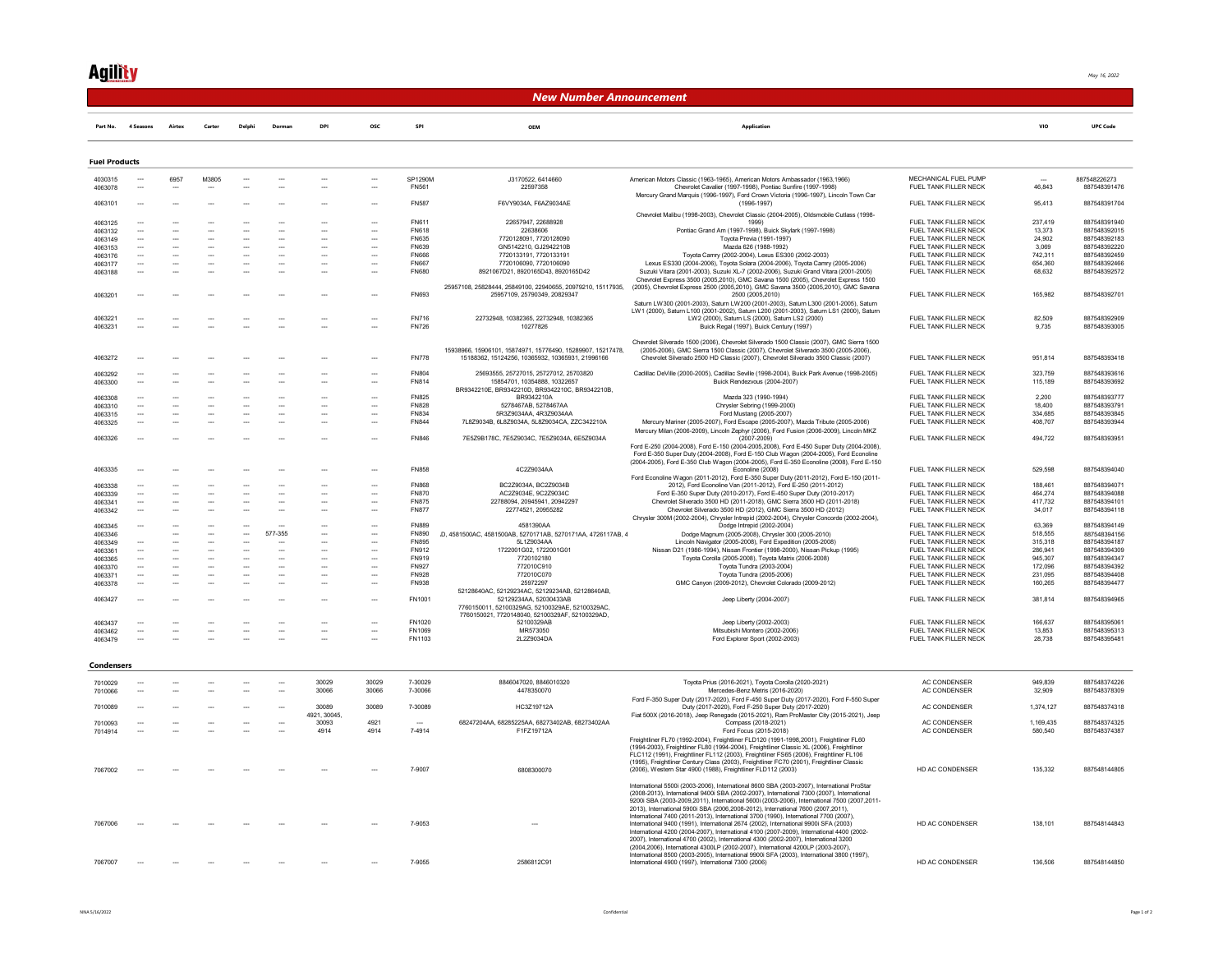Agility

May 16, 2022

## New Number Announcement

### Fuel Products

| Part No. | 4 Seasons | Airtex | Carter | Delphi | Dorman | DPI | OSC | SPI | OEM | Application | | VIO | UPC Code |
|---|---|---|---|---|---|---|---|---|---|---|---|---|---|
| 4030315 | --- | 6957 | M3805 | --- | --- | --- | --- | SP1290M | J3170522, 6414660 | American Motors Classic (1963-1965), American Motors Ambassador (1963,1966) | MECHANICAL FUEL PUMP | --- | 887548226273 |
| 4063078 | --- | --- | --- | --- | --- | --- | --- | FN561 | 22597358 | Chevrolet Cavalier (1997-1998), Pontiac Sunfire (1997-1998) | FUEL TANK FILLER NECK | 46,843 | 887548391476 |
| 4063101 | --- | --- | --- | --- | --- | --- | --- | FN587 | F6VY9034A, F6AZ9034AE | Mercury Grand Marquis (1996-1997), Ford Crown Victoria (1996-1997), Lincoln Town Car (1996-1997) | FUEL TANK FILLER NECK | 95,413 | 887548391704 |
| 4063125 | --- | --- | --- | --- | --- | --- | --- | FN611 | 22657947, 22688928 | Chevrolet Malibu (1998-2003), Chevrolet Classic (2004-2005), Oldsmobile Cutlass (1998-1999) | FUEL TANK FILLER NECK | 237,419 | 887548391940 |
| 4063132 | --- | --- | --- | --- | --- | --- | --- | FN618 | 22638606 | Pontiac Grand Am (1997-1998), Buick Skylark (1997-1998) | FUEL TANK FILLER NECK | 13,373 | 887548392015 |
| 4063149 | --- | --- | --- | --- | --- | --- | --- | FN635 | 7720128091, 7720128090 | Toyota Previa (1991-1997) | FUEL TANK FILLER NECK | 24,902 | 887548392183 |
| 4063153 | --- | --- | --- | --- | --- | --- | --- | FN639 | GN5142210, GJ2942210B | Mazda 626 (1988-1992) | FUEL TANK FILLER NECK | 3,069 | 887548392220 |
| 4063176 | --- | --- | --- | --- | --- | --- | --- | FN666 | 7720133191, 7720133190 | Toyota Camry (2002-2004), Lexus ES300 (2002-2003) | FUEL TANK FILLER NECK | 742,311 | 887548392459 |
| 4063177 | --- | --- | --- | --- | --- | --- | --- | FN667 | 7720106090, 7720106090 | Lexus ES330 (2004-2006), Toyota Solara (2004-2006), Toyota Camry (2005-2006) | FUEL TANK FILLER NECK | 654,360 | 887548392466 |
| 4063188 | --- | --- | --- | --- | --- | --- | --- | FN680 | 8921067D21, 8920165D43, 8920165D42 | Suzuki Vitara (2001-2003), Suzuki XL-7 (2002-2006), Suzuki Grand Vitara (2001-2005) | FUEL TANK FILLER NECK | 68,632 | 887548392572 |
| 4063201 | --- | --- | --- | --- | --- | --- | --- | FN693 | 25957108, 25828444, 25849100, 22940655, 20979210, 15117935, 25957109, 25790349, 20829347 | Chevrolet Express 3500 (2005,2010), GMC Savana 1500 (2005), Chevrolet Express 1500 (2005), Chevrolet Express 2500 (2005,2010), GMC Savana 3500 (2005,2010), GMC Savana 2500 (2005,2010) | FUEL TANK FILLER NECK | 165,982 | 887548392701 |
| 4063221 | --- | --- | --- | --- | --- | --- | --- | FN716 | 22732948, 10382365, 22732948, 10382365 | Saturn LW300 (2001-2003), Saturn LW200 (2001-2003), Saturn L300 (2001-2005), Saturn LW1 (2000), Saturn L100 (2001-2002), Saturn L200 (2001-2003), Saturn LS1 (2000), Saturn LW2 (2000), Saturn LS (2000), Saturn LS2 (2000) | FUEL TANK FILLER NECK | 82,509 | 887548392909 |
| 4063231 | --- | --- | --- | --- | --- | --- | --- | FN726 | 10277826 | Buick Regal (1997), Buick Century (1997) | FUEL TANK FILLER NECK | 9,735 | 887548393005 |
| 4063272 | --- | --- | --- | --- | --- | --- | --- | FN778 | 15938966, 15906101, 15874971, 15776490, 15289907, 15217478, 15188362, 15124256, 10365932, 10365931, 21996166 | Chevrolet Silverado 1500 (2006), Chevrolet Silverado 1500 Classic (2007), GMC Sierra 1500 (2005-2006), GMC Sierra 1500 Classic (2007), Chevrolet Silverado 3500 (2005-2006), Chevrolet Silverado 2500 HD Classic (2007), Chevrolet Silverado 3500 Classic (2007) | FUEL TANK FILLER NECK | 951,814 | 887548393418 |
| 4063292 | --- | --- | --- | --- | --- | --- | --- | FN804 | 25693555, 25727015, 25727012, 25703820 | Cadillac DeVille (2000-2005), Cadillac Seville (1998-2004), Buick Park Avenue (1998-2005) | FUEL TANK FILLER NECK | 323,759 | 887548393616 |
| 4063300 | --- | --- | --- | --- | --- | --- | --- | FN814 | 15854701, 10354888, 10322657 | Buick Rendezvous (2004-2007) | FUEL TANK FILLER NECK | 115,189 | 887548393692 |
| 4063308 | --- | --- | --- | --- | --- | --- | --- | FN825 | BR9342210E, BR93422100, BR9342210C, BR9342210B, BR9342210A | Mazda 323 (1990-1994) | FUEL TANK FILLER NECK | 2,200 | 887548393777 |
| 4063310 | --- | --- | --- | --- | --- | --- | --- | FN828 | 5278467AB, 5278467AA | Chrysler Sebring (1999-2000) | FUEL TANK FILLER NECK | 18,400 | 887548393791 |
| 4063315 | --- | --- | --- | --- | --- | --- | --- | FN834 | 5R3Z9034AB, 5R3Z9034AA | Ford Mustang (2005-2007) | FUEL TANK FILLER NECK | 334,685 | 887548393845 |
| 4063325 | --- | --- | --- | --- | --- | --- | --- | FN844 | 7L8Z9034B, 6L8Z9034A, 5L8Z9034CA, ZZC342210A | Mercury Mariner (2005-2007), Ford Escape (2005-2007), Mazda Tribute (2005-2006) | FUEL TANK FILLER NECK | 408,707 | 887548393944 |
| 4063326 | --- | --- | --- | --- | --- | --- | --- | FN846 | 7E5Z9B178C, 7E5Z9034C, 7E5Z9034A, 6E5Z9034A | Mercury Milan (2006-2009), Lincoln Zephyr (2006), Ford Fusion (2006-2009), Lincoln MKZ (2007-2009) | FUEL TANK FILLER NECK | 494,722 | 887548393951 |
| 4063335 | --- | --- | --- | --- | --- | --- | --- | FN858 | 4C2Z9034AA | Ford E-250 (2004-2008), Ford E-150 (2004-2005,2008), Ford E-450 Super Duty (2004-2008), Ford E-350 Super Duty (2004-2008), Ford E-150 Club Wagon (2004-2005), Ford Econoline (2004-2005), Ford E-350 Club Wagon (2004-2005), Ford E-350 Econoline (2008), Ford E-150 Econoline (2008) | FUEL TANK FILLER NECK | 529,598 | 887548394040 |
| 4063338 | --- | --- | --- | --- | --- | --- | --- | FN868 | BC2Z9034A, BC2Z9034B | Ford Econoline Wagon (2011-2012), Ford E-350 Super Duty (2011-2012), Ford E-150 (2011-2012), Ford Econoline Van (2011-2012), Ford E-250 (2011-2012) | FUEL TANK FILLER NECK | 188,461 | 887548394071 |
| 4063339 | --- | --- | --- | --- | --- | --- | --- | FN870 | AC2Z9034E, 9C2Z9034C | Ford E-350 Super Duty (2010-2017), Ford E-450 Super Duty (2010-2017) | FUEL TANK FILLER NECK | 464,274 | 887548394088 |
| 4063341 | --- | --- | --- | --- | --- | --- | --- | FN875 | 22788094, 20945941, 20942297 | Chevrolet Silverado 3500 HD (2011-2018), GMC Sierra 3500 HD (2011-2018) | FUEL TANK FILLER NECK | 417,732 | 887548394101 |
| 4063342 | --- | --- | --- | --- | --- | --- | --- | FN877 | 22774521, 20955282 | Chevrolet Silverado 3500 HD (2012), GMC Sierra 3500 HD (2012) | FUEL TANK FILLER NECK | 34,017 | 887548394118 |
| 4063345 | --- | --- | --- | --- | --- | --- | --- | FN889 | 4581390AA | Chrysler 300M (2002-2004), Chrysler Intrepid (2002-2004), Chrysler Concorde (2002-2004), Dodge Intrepid (2002-2004) | FUEL TANK FILLER NECK | 63,369 | 887548394149 |
| 4063346 | --- | --- | --- | --- | 577-355 | --- | --- | FN890 | ,D, 4581500AC, 4581500AB, 5270171AB, 5270171AA, 4726117AB, 4 | Dodge Magnum (2005-2008), Chrysler 300 (2005-2010) | FUEL TANK FILLER NECK | 518,555 | 887548394156 |
| 4063349 | --- | --- | --- | --- | --- | --- | --- | FN895 | 5L1Z9034AA | Lincoln Navigator (2005-2008), Ford Expedition (2005-2008) | FUEL TANK FILLER NECK | 315,318 | 887548394187 |
| 4063361 | --- | --- | --- | --- | --- | --- | --- | FN912 | 1722001G02, 1722001G01 | Nissan D21 (1986-1994), Nissan Frontier (1998-2000), Nissan Pickup (1995) | FUEL TANK FILLER NECK | 286,941 | 887548394309 |
| 4063365 | --- | --- | --- | --- | --- | --- | --- | FN919 | 7720102180 | Toyota Corolla (2005-2008), Toyota Matrix (2006-2008) | FUEL TANK FILLER NECK | 945,307 | 887548394347 |
| 4063370 | --- | --- | --- | --- | --- | --- | --- | FN927 | 772010C910 | Toyota Tundra (2003-2004) | FUEL TANK FILLER NECK | 172,096 | 887548394392 |
| 4063371 | --- | --- | --- | --- | --- | --- | --- | FN928 | 772010C070 | Toyota Tundra (2005-2006) | FUEL TANK FILLER NECK | 231,095 | 887548394408 |
| 4063378 | --- | --- | --- | --- | --- | --- | --- | FN938 | 25972297 | GMC Canyon (2009-2012), Chevrolet Colorado (2009-2012) | FUEL TANK FILLER NECK | 160,265 | 887548394477 |
| 4063427 | --- | --- | --- | --- | --- | --- | --- | FN1001 | 52128640AC, 52129234AC, 52129234AB, 52128640AB, 52129234AA, 52030433AB | Jeep Liberty (2004-2007) | FUEL TANK FILLER NECK | 381,814 | 887548394965 |
| 4063437 | --- | --- | --- | --- | --- | --- | --- | FN1020 | 7760150011, 52100329AG, 52100329AE, 52100329AC, 7760150021, 7720148040, 52100329AF, 52100329AD, 52100329AB | Jeep Liberty (2002-2003) | FUEL TANK FILLER NECK | 166,637 | 887548395061 |
| 4063462 | --- | --- | --- | --- | --- | --- | --- | FN1069 | MR573050 | Mitsubishi Montero (2002-2006) | FUEL TANK FILLER NECK | 13,853 | 887548395313 |
| 4063479 | --- | --- | --- | --- | --- | --- | --- | FN1103 | 2L2Z9034DA | Ford Explorer Sport (2002-2003) | FUEL TANK FILLER NECK | 28,738 | 887548395481 |

### Condensers

| Part No. | 4 Seasons | Airtex | Carter | Delphi | Dorman | DPI | OSC | SPI | OEM | Application | | VIO | UPC Code |
|---|---|---|---|---|---|---|---|---|---|---|---|---|---|
| 7010029 | --- | --- | --- | --- | --- | 30029 | 30029 | 7-30029 | 8846047020, 8846010320 | Toyota Prius (2016-2021), Toyota Corolla (2020-2021) | AC CONDENSER | 949,839 | 887548374226 |
| 7010066 | --- | --- | --- | --- | --- | 30066 | 30066 | 7-30066 | 4478350070 | Mercedes-Benz Metris (2016-2020) | AC CONDENSER | 32,909 | 887548378309 |
| 7010089 | --- | --- | --- | --- | --- | 30089 | 30089 | 7-30089 | HC3Z19712A | Ford F-350 Super Duty (2017-2020), Ford F-450 Super Duty (2017-2020), Ford F-550 Super Duty (2017-2020), Ford F-250 Super Duty (2017-2020) | AC CONDENSER | 1,374,127 | 887548374318 |
| 7010093 | --- | --- | --- | --- | --- | 4921, 30045, 30093 | 4921 | --- | 68247204AA, 68285225AA, 68273402AB, 68273402AA | Fiat 500X (2016-2018), Jeep Renegade (2015-2021), Ram ProMaster City (2015-2021), Jeep Compass (2018-2021) | AC CONDENSER | 1,169,435 | 887548374325 |
| 7014914 | --- | --- | --- | --- | --- | 4914 | 4914 | 7-4914 | F1FZ19712A | Ford Focus (2015-2018) | AC CONDENSER | 580,540 | 887548374387 |
| 7067002 | --- | --- | --- | --- | --- | --- | --- | 7-9007 | 6808300070 | Freightliner FL70 (1992-2004), Freightliner FLD120 (1991-1998,2001), Freightliner FL60 (1994-2003), Freightliner FL80 (1994-2004), Freightliner Classic XL (2006), Freightliner FLC112 (1991), Freightliner FL112 (2003), Freightliner FS65 (2006), Freightliner FL106 (1995), Freightliner Century Class (2003), Freightliner FC70 (2001), Freightliner Classic (2006), Western Star 4900 (1988), Freightliner FLD112 (2003) | HD AC CONDENSER | 135,332 | 887548144805 |
| 7067006 | --- | --- | --- | --- | --- | --- | --- | 7-9053 | --- | International 5500i (2003-2006), International 8600 SBA (2003-2007), International ProStar (2008-2013), International 9400i SBA (2002-2007), International 7300 (2007), International 9200i SBA (2003-2009,2011), International 5600i (2003-2006), International 7500 (2007,2011-2013), International 5900i SBA (2006,2008-2012), International 7600 (2007,2011), International 7400 (2011-2013), International 3700 (1990), International 7700 (2007), International 9400 (1991), International 2674 (2002), International 9900i SFA (2003) | HD AC CONDENSER | 138,101 | 887548144843 |
| 7067007 | --- | --- | --- | --- | --- | --- | --- | 7-9055 | 2586812C91 | International 4200 (2004-2007), International 4100 (2007-2009), International 4400 (2002-2007), International 4700 (2002), International 4300 (2002-2007), International 3200 (2004,2006), International 4300LP (2002-2007), International 4200LP (2003-2007), International 8500 (2003-2005), International 9900i SFA (2003), International 3800 (1997), International 4900 (1997), International 7300 (2006) | HD AC CONDENSER | 136,506 | 887548144850 |

NNA 5/16/2022

Confidential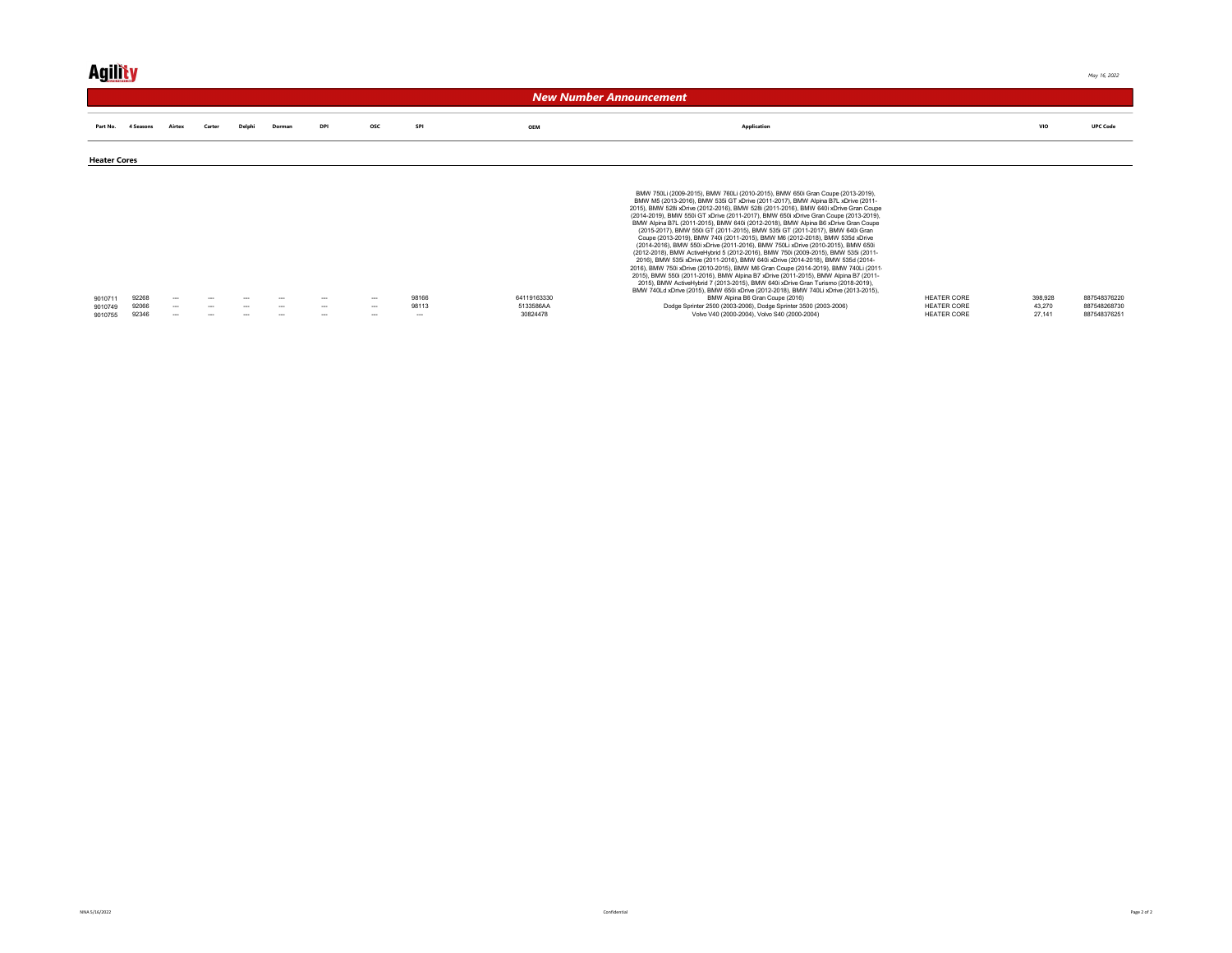Agility

*May 16, 2022*

## New Number Announcement

### Heater Cores

| Part No. | 4 Seasons | Airtex | Carter | Delphi | Dorman | DPI | OSC | SPI | OEM | Application | | VIO | UPC Code |
|---|---|---|---|---|---|---|---|---|---|---|---|---|---|
| 9010711 | 92268 | --- | --- | --- | --- | --- | --- | 98166 | 64119163330 | BMW 750Li (2009-2015), BMW 760Li (2010-2015), BMW 650i Gran Coupe (2013-2019), BMW M5 (2013-2016), BMW 535i GT xDrive (2011-2017), BMW Alpina B7L xDrive (2011-2015), BMW 528i xDrive (2012-2016), BMW 528i (2011-2016), BMW 640i xDrive Gran Coupe (2014-2019), BMW 550i GT xDrive (2011-2017), BMW 650i xDrive Gran Coupe (2013-2019), BMW Alpina B7L (2011-2015), BMW 640i (2012-2018), BMW Alpina B6 xDrive Gran Coupe (2015-2017), BMW 550i GT (2011-2015), BMW 535i GT (2011-2017), BMW 640i Gran Coupe (2013-2019), BMW 740i (2011-2015), BMW M6 (2012-2018), BMW 535d xDrive (2014-2016), BMW 550i xDrive (2011-2016), BMW 750Li xDrive (2010-2015), BMW 650i (2012-2018), BMW ActiveHybrid 5 (2012-2016), BMW 750i (2009-2015), BMW 535i (2011-2016), BMW 535i xDrive (2011-2016), BMW 640i xDrive (2014-2018), BMW 535d (2014-2016), BMW 750i xDrive (2010-2015), BMW M6 Gran Coupe (2014-2019), BMW 740Li (2011-2015), BMW 550i (2011-2016), BMW Alpina B7 xDrive (2011-2015), BMW Alpina B7 (2011-2015), BMW ActiveHybrid 7 (2013-2015), BMW 640i xDrive Gran Turismo (2018-2019), BMW 740Ld xDrive (2015), BMW 650i xDrive (2012-2018), BMW 740Li xDrive (2013-2015), BMW Alpina B6 Gran Coupe (2016) | HEATER CORE | 398,928 | 887548376220 |
| 9010749 | 92066 | --- | --- | --- | --- | --- | --- | 98113 | 5133586AA | Dodge Sprinter 2500 (2003-2006), Dodge Sprinter 3500 (2003-2006) | HEATER CORE | 43,270 | 887548268730 |
| 9010755 | 92346 | --- | --- | --- | --- | --- | --- | --- | 30824478 | Volvo V40 (2000-2004), Volvo S40 (2000-2004) | HEATER CORE | 27,141 | 887548376251 |

NNA 5/16/2022

Confidential